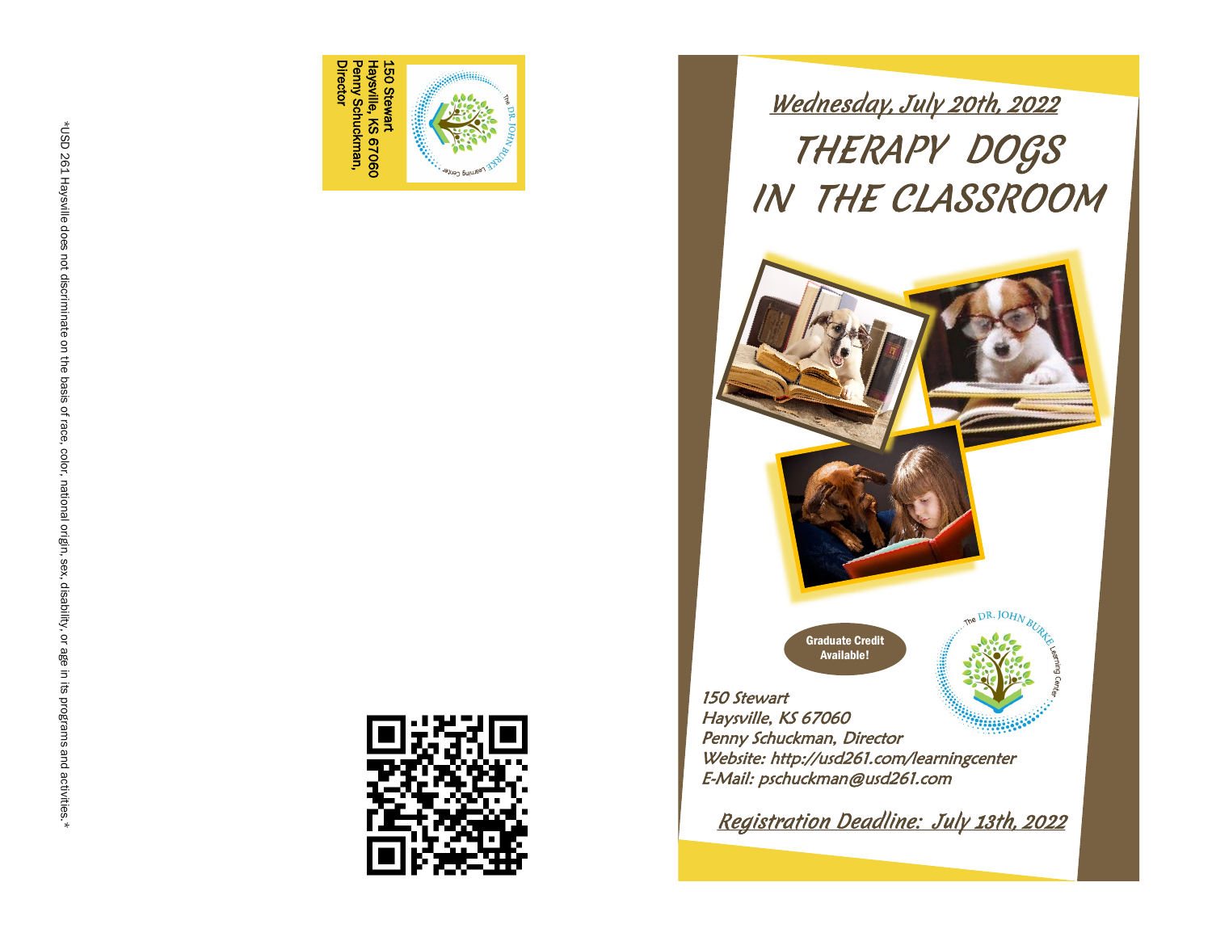*USD 261 Haysville does not discriminate on the basis of race, color, national origin, sex, disability, or age in its programs and activities.*

150 Stewart
Haysville, KS 67060
Penny Schuckman, Director

The DR. JOHN BURKE Learning Center

## Wednesday, July 20th, 2022

# THERAPY DOGS IN THE CLASSROOM

**Graduate Credit Available!**

The DR. JOHN BURKE Learning Center

*150 Stewart*
*Haysville, KS 67060*
*Penny Schuckman, Director*
*Website: http://usd261.com/learningcenter*
*E-Mail: pschuckman@usd261.com*

## Registration Deadline: July 13th, 2022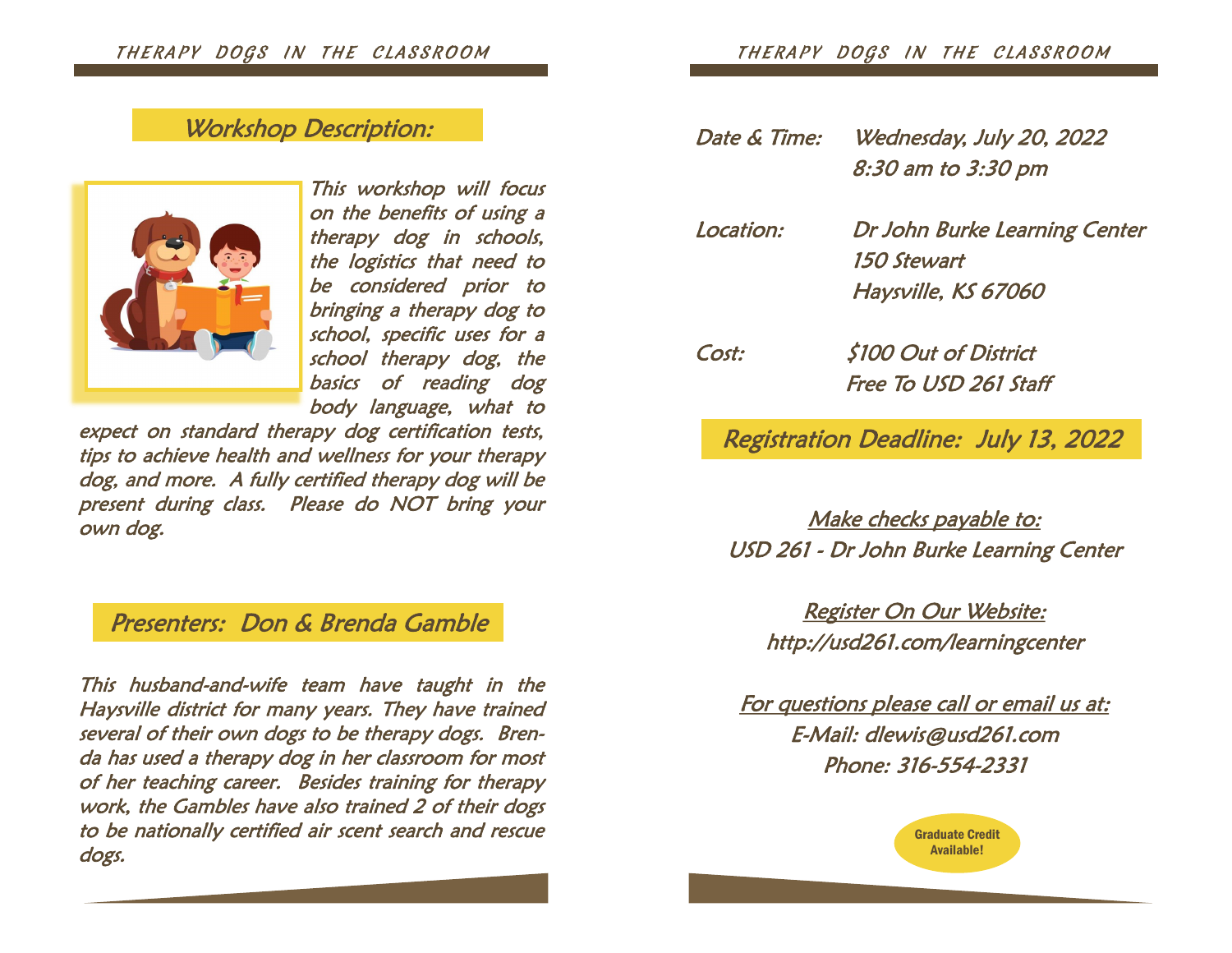## Workshop Description:

This workshop will focus on the benefits of using a therapy dog in schools, the logistics that need to be considered prior to bringing a therapy dog to school, specific uses for a school therapy dog, the basics of reading dog body language, what to expect on standard therapy dog certification tests, tips to achieve health and wellness for your therapy dog, and more. A fully certified therapy dog will be present during class. Please do NOT bring your own dog.

## Presenters: Don & Brenda Gamble

This husband-and-wife team have taught in the Haysville district for many years. They have trained several of their own dogs to be therapy dogs. Brenda has used a therapy dog in her classroom for most of her teaching career. Besides training for therapy work, the Gambles have also trained 2 of their dogs to be nationally certified air scent search and rescue dogs.

| | |
|---|---|
| Date & Time: | Wednesday, July 20, 2022<br>8:30 am to 3:30 pm |
| Location: | Dr John Burke Learning Center<br>150 Stewart<br>Haysville, KS 67060 |
| Cost: | $100 Out of District<br>Free To USD 261 Staff |

## Registration Deadline: July 13, 2022

Make checks payable to:
USD 261 - Dr John Burke Learning Center

Register On Our Website:
http://usd261.com/learningcenter

For questions please call or email us at:
E-Mail: dlewis@usd261.com
Phone: 316-554-2331

**Graduate Credit Available!**